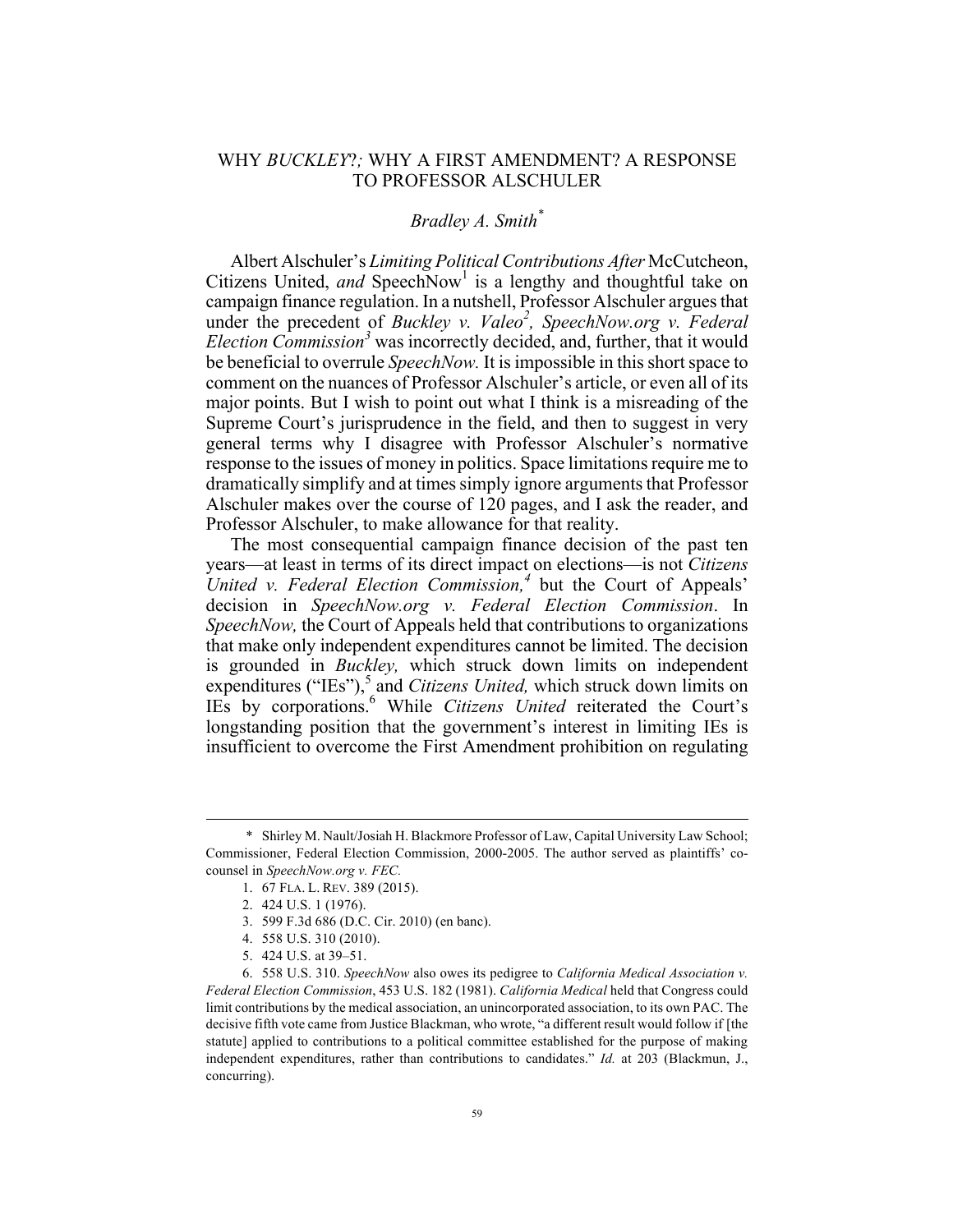# WHY *BUCKLEY*?; WHY A FIRST AMENDMENT? A RESPONSE TO PROFESSOR ALSCHULER

*Bradley A. Smith*[*]

Albert Alschuler's *Limiting Political Contributions After* McCutcheon, Citizens United, *and* SpeechNow[1] is a lengthy and thoughtful take on campaign finance regulation. In a nutshell, Professor Alschuler argues that under the precedent of *Buckley v. Valeo*[2], *SpeechNow.org v. Federal Election Commission*[3] was incorrectly decided, and, further, that it would be beneficial to overrule *SpeechNow.* It is impossible in this short space to comment on the nuances of Professor Alschuler's article, or even all of its major points. But I wish to point out what I think is a misreading of the Supreme Court's jurisprudence in the field, and then to suggest in very general terms why I disagree with Professor Alschuler's normative response to the issues of money in politics. Space limitations require me to dramatically simplify and at times simply ignore arguments that Professor Alschuler makes over the course of 120 pages, and I ask the reader, and Professor Alschuler, to make allowance for that reality.

The most consequential campaign finance decision of the past ten years—at least in terms of its direct impact on elections—is not *Citizens United v. Federal Election Commission,*[4] but the Court of Appeals' decision in *SpeechNow.org v. Federal Election Commission*. In *SpeechNow,* the Court of Appeals held that contributions to organizations that make only independent expenditures cannot be limited. The decision is grounded in *Buckley,* which struck down limits on independent expenditures ("IEs"),[5] and *Citizens United,* which struck down limits on IEs by corporations.[6] While *Citizens United* reiterated the Court's longstanding position that the government's interest in limiting IEs is insufficient to overcome the First Amendment prohibition on regulating

---

\* Shirley M. Nault/Josiah H. Blackmore Professor of Law, Capital University Law School; Commissioner, Federal Election Commission, 2000-2005. The author served as plaintiffs' co-counsel in *SpeechNow.org v. FEC.*

1. 67 FLA. L. REV. 389 (2015).
2. 424 U.S. 1 (1976).
3. 599 F.3d 686 (D.C. Cir. 2010) (en banc).
4. 558 U.S. 310 (2010).
5. 424 U.S. at 39–51.
6. 558 U.S. 310. *SpeechNow* also owes its pedigree to *California Medical Association v. Federal Election Commission*, 453 U.S. 182 (1981). *California Medical* held that Congress could limit contributions by the medical association, an unincorporated association, to its own PAC. The decisive fifth vote came from Justice Blackman, who wrote, "a different result would follow if [the statute] applied to contributions to a political committee established for the purpose of making independent expenditures, rather than contributions to candidates." *Id.* at 203 (Blackmun, J., concurring).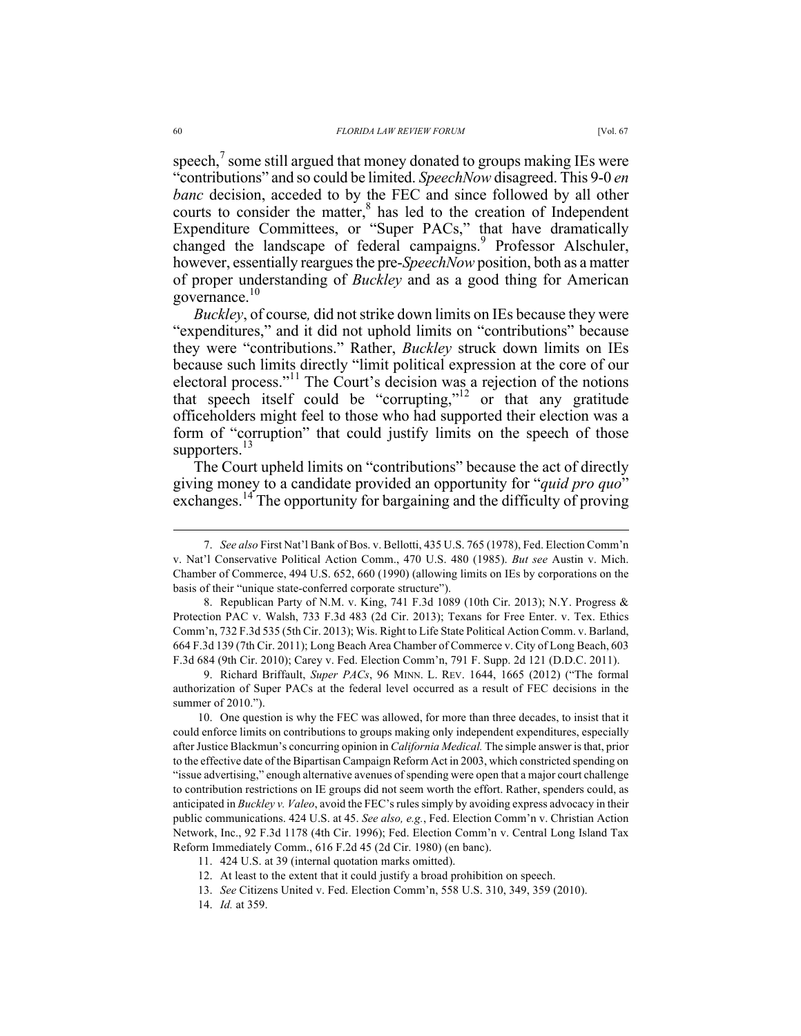speech,[7] some still argued that money donated to groups making IEs were "contributions" and so could be limited. *SpeechNow* disagreed. This 9-0 *en banc* decision, acceded to by the FEC and since followed by all other courts to consider the matter,[8] has led to the creation of Independent Expenditure Committees, or "Super PACs," that have dramatically changed the landscape of federal campaigns.[9] Professor Alschuler, however, essentially reargues the pre-*SpeechNow* position, both as a matter of proper understanding of *Buckley* and as a good thing for American governance.[10]

*Buckley*, of course*,* did not strike down limits on IEs because they were "expenditures," and it did not uphold limits on "contributions" because they were "contributions." Rather, *Buckley* struck down limits on IEs because such limits directly "limit political expression at the core of our electoral process."[11] The Court's decision was a rejection of the notions that speech itself could be "corrupting,"[12] or that any gratitude officeholders might feel to those who had supported their election was a form of "corruption" that could justify limits on the speech of those supporters.[13]

The Court upheld limits on "contributions" because the act of directly giving money to a candidate provided an opportunity for "*quid pro quo*" exchanges.[14] The opportunity for bargaining and the difficulty of proving

---

7. *See also* First Nat'l Bank of Bos. v. Bellotti, 435 U.S. 765 (1978), Fed. Election Comm'n v. Nat'l Conservative Political Action Comm., 470 U.S. 480 (1985). *But see* Austin v. Mich. Chamber of Commerce, 494 U.S. 652, 660 (1990) (allowing limits on IEs by corporations on the basis of their "unique state-conferred corporate structure").

8. Republican Party of N.M. v. King, 741 F.3d 1089 (10th Cir. 2013); N.Y. Progress & Protection PAC v. Walsh, 733 F.3d 483 (2d Cir. 2013); Texans for Free Enter. v. Tex. Ethics Comm'n, 732 F.3d 535 (5th Cir. 2013); Wis. Right to Life State Political Action Comm. v. Barland, 664 F.3d 139 (7th Cir. 2011); Long Beach Area Chamber of Commerce v. City of Long Beach, 603 F.3d 684 (9th Cir. 2010); Carey v. Fed. Election Comm'n, 791 F. Supp. 2d 121 (D.D.C. 2011).

9. Richard Briffault, *Super PACs*, 96 MINN. L. REV. 1644, 1665 (2012) ("The formal authorization of Super PACs at the federal level occurred as a result of FEC decisions in the summer of 2010.").

10. One question is why the FEC was allowed, for more than three decades, to insist that it could enforce limits on contributions to groups making only independent expenditures, especially after Justice Blackmun's concurring opinion in *California Medical.* The simple answer is that, prior to the effective date of the Bipartisan Campaign Reform Act in 2003, which constricted spending on "issue advertising," enough alternative avenues of spending were open that a major court challenge to contribution restrictions on IE groups did not seem worth the effort. Rather, spenders could, as anticipated in *Buckley v. Valeo*, avoid the FEC's rules simply by avoiding express advocacy in their public communications. 424 U.S. at 45. *See also, e.g.*, Fed. Election Comm'n v. Christian Action Network, Inc., 92 F.3d 1178 (4th Cir. 1996); Fed. Election Comm'n v. Central Long Island Tax Reform Immediately Comm., 616 F.2d 45 (2d Cir. 1980) (en banc).

11. 424 U.S. at 39 (internal quotation marks omitted).

12. At least to the extent that it could justify a broad prohibition on speech.

13. *See* Citizens United v. Fed. Election Comm'n, 558 U.S. 310, 349, 359 (2010).

14. *Id.* at 359.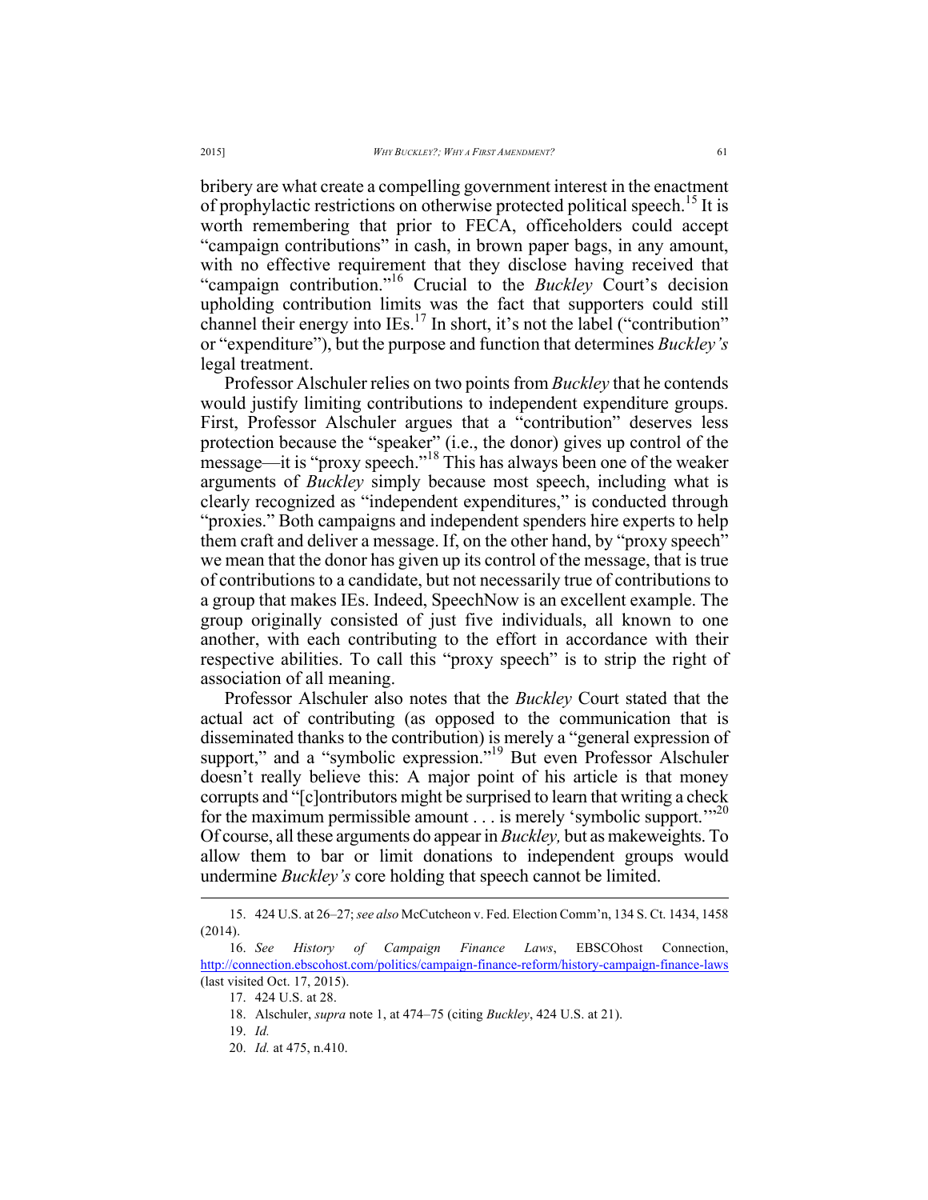bribery are what create a compelling government interest in the enactment of prophylactic restrictions on otherwise protected political speech.[15] It is worth remembering that prior to FECA, officeholders could accept "campaign contributions" in cash, in brown paper bags, in any amount, with no effective requirement that they disclose having received that "campaign contribution."[16] Crucial to the *Buckley* Court's decision upholding contribution limits was the fact that supporters could still channel their energy into IEs.[17] In short, it's not the label ("contribution" or "expenditure"), but the purpose and function that determines *Buckley's* legal treatment.

Professor Alschuler relies on two points from *Buckley* that he contends would justify limiting contributions to independent expenditure groups. First, Professor Alschuler argues that a "contribution" deserves less protection because the "speaker" (i.e., the donor) gives up control of the message—it is "proxy speech."[18] This has always been one of the weaker arguments of *Buckley* simply because most speech, including what is clearly recognized as "independent expenditures," is conducted through "proxies." Both campaigns and independent spenders hire experts to help them craft and deliver a message. If, on the other hand, by "proxy speech" we mean that the donor has given up its control of the message, that is true of contributions to a candidate, but not necessarily true of contributions to a group that makes IEs. Indeed, SpeechNow is an excellent example. The group originally consisted of just five individuals, all known to one another, with each contributing to the effort in accordance with their respective abilities. To call this "proxy speech" is to strip the right of association of all meaning.

Professor Alschuler also notes that the *Buckley* Court stated that the actual act of contributing (as opposed to the communication that is disseminated thanks to the contribution) is merely a "general expression of support," and a "symbolic expression."[19] But even Professor Alschuler doesn't really believe this: A major point of his article is that money corrupts and "[c]ontributors might be surprised to learn that writing a check for the maximum permissible amount . . . is merely 'symbolic support.'"[20] Of course, all these arguments do appear in *Buckley,* but as makeweights. To allow them to bar or limit donations to independent groups would undermine *Buckley's* core holding that speech cannot be limited.

---

15. 424 U.S. at 26–27; *see also* McCutcheon v. Fed. Election Comm'n, 134 S. Ct. 1434, 1458 (2014).

16. *See History of Campaign Finance Laws*, EBSCOhost Connection, http://connection.ebscohost.com/politics/campaign-finance-reform/history-campaign-finance-laws (last visited Oct. 17, 2015).

17. 424 U.S. at 28.

18. Alschuler, *supra* note 1, at 474–75 (citing *Buckley*, 424 U.S. at 21).

19. *Id.*

20. *Id.* at 475, n.410.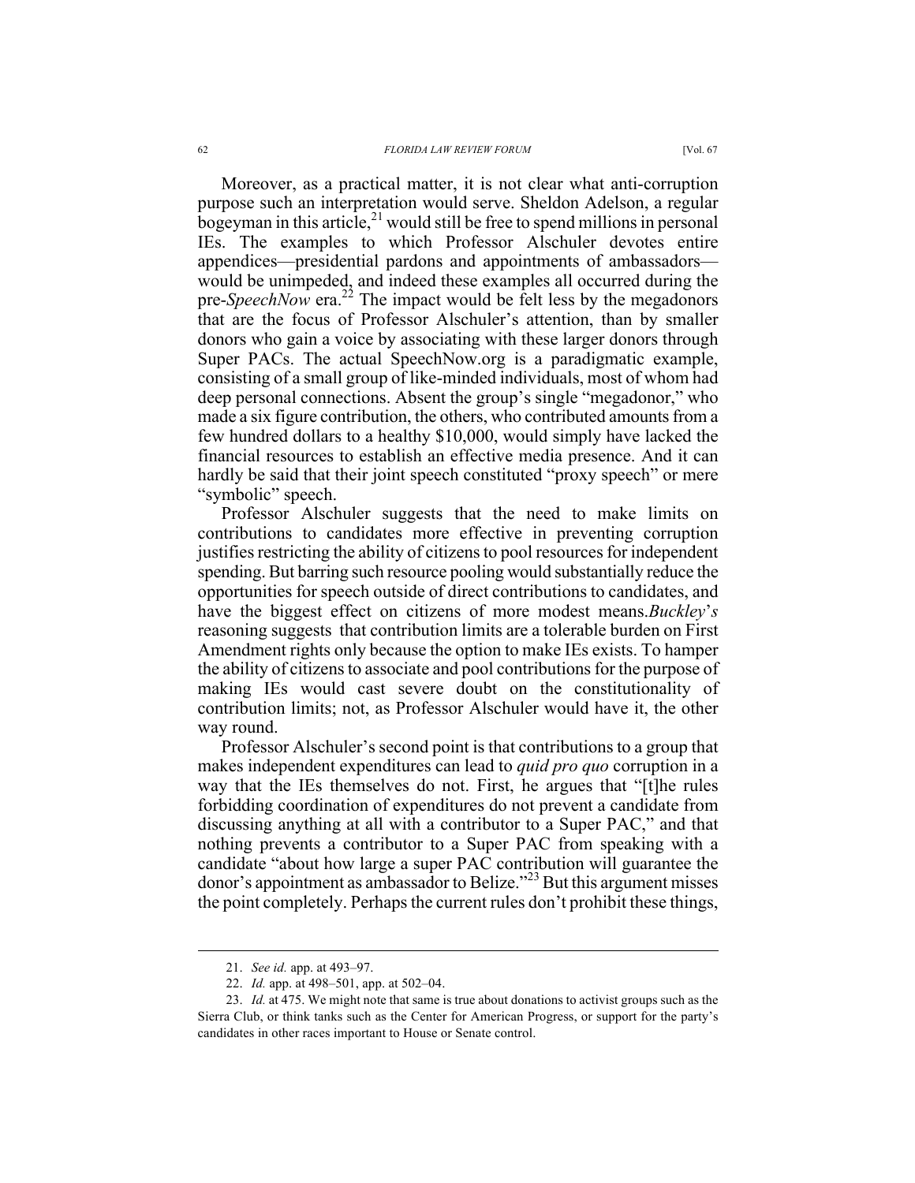Moreover, as a practical matter, it is not clear what anti-corruption purpose such an interpretation would serve. Sheldon Adelson, a regular bogeyman in this article,[21] would still be free to spend millions in personal IEs. The examples to which Professor Alschuler devotes entire appendices—presidential pardons and appointments of ambassadors—would be unimpeded, and indeed these examples all occurred during the pre-*SpeechNow* era.[22] The impact would be felt less by the megadonors that are the focus of Professor Alschuler's attention, than by smaller donors who gain a voice by associating with these larger donors through Super PACs. The actual SpeechNow.org is a paradigmatic example, consisting of a small group of like-minded individuals, most of whom had deep personal connections. Absent the group's single "megadonor," who made a six figure contribution, the others, who contributed amounts from a few hundred dollars to a healthy $10,000, would simply have lacked the financial resources to establish an effective media presence. And it can hardly be said that their joint speech constituted "proxy speech" or mere "symbolic" speech.

Professor Alschuler suggests that the need to make limits on contributions to candidates more effective in preventing corruption justifies restricting the ability of citizens to pool resources for independent spending. But barring such resource pooling would substantially reduce the opportunities for speech outside of direct contributions to candidates, and have the biggest effect on citizens of more modest means. *Buckley*'s reasoning suggests that contribution limits are a tolerable burden on First Amendment rights only because the option to make IEs exists. To hamper the ability of citizens to associate and pool contributions for the purpose of making IEs would cast severe doubt on the constitutionality of contribution limits; not, as Professor Alschuler would have it, the other way round.

Professor Alschuler's second point is that contributions to a group that makes independent expenditures can lead to *quid pro quo* corruption in a way that the IEs themselves do not. First, he argues that "[t]he rules forbidding coordination of expenditures do not prevent a candidate from discussing anything at all with a contributor to a Super PAC," and that nothing prevents a contributor to a Super PAC from speaking with a candidate "about how large a super PAC contribution will guarantee the donor's appointment as ambassador to Belize."[23] But this argument misses the point completely. Perhaps the current rules don't prohibit these things,

---

21. *See id.* app. at 493–97.

22. *Id.* app. at 498–501, app. at 502–04.

23. *Id.* at 475. We might note that same is true about donations to activist groups such as the Sierra Club, or think tanks such as the Center for American Progress, or support for the party's candidates in other races important to House or Senate control.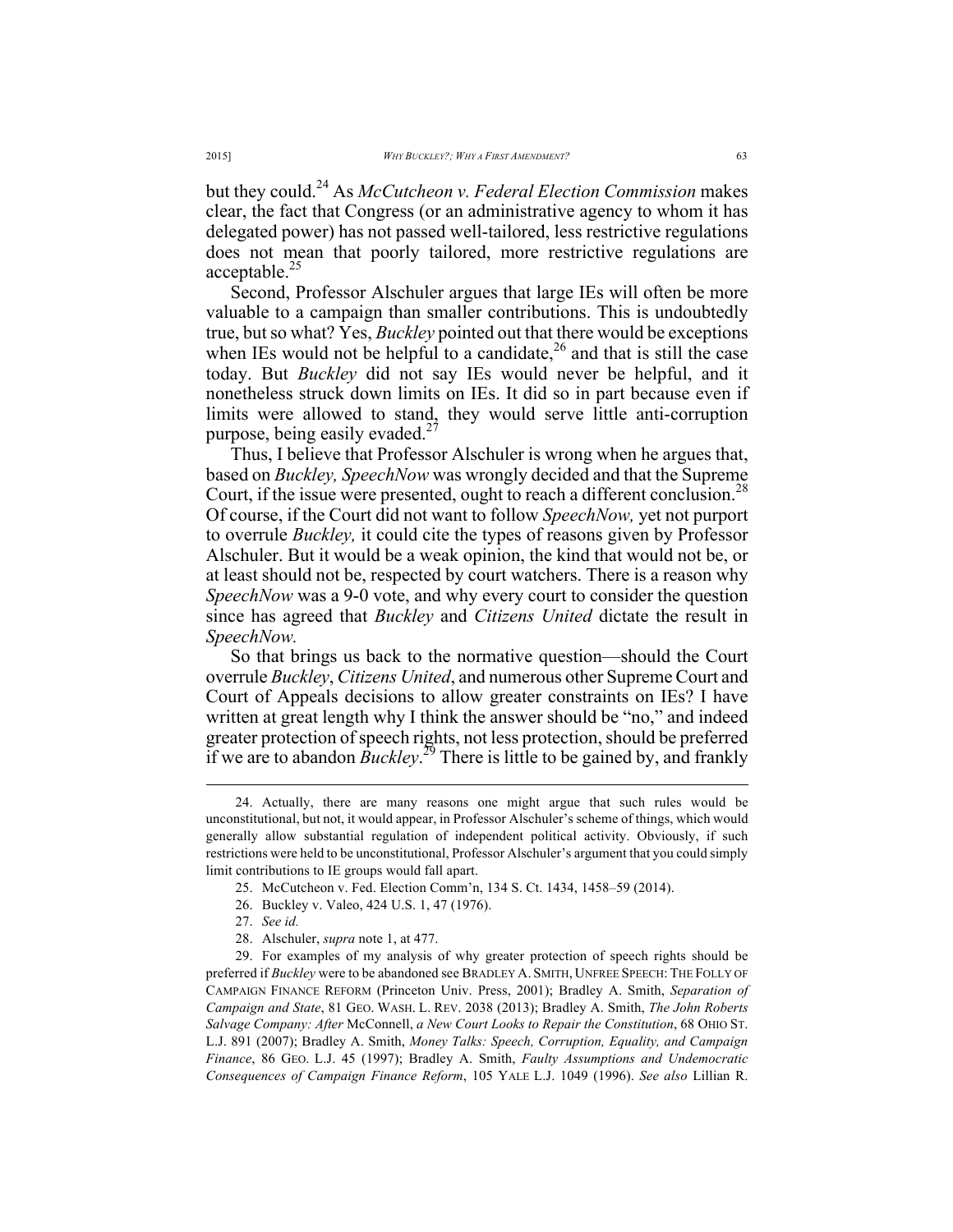but they could.[24] As *McCutcheon v. Federal Election Commission* makes clear, the fact that Congress (or an administrative agency to whom it has delegated power) has not passed well-tailored, less restrictive regulations does not mean that poorly tailored, more restrictive regulations are acceptable.[25]

Second, Professor Alschuler argues that large IEs will often be more valuable to a campaign than smaller contributions. This is undoubtedly true, but so what? Yes, *Buckley* pointed out that there would be exceptions when IEs would not be helpful to a candidate,[26] and that is still the case today. But *Buckley* did not say IEs would never be helpful, and it nonetheless struck down limits on IEs. It did so in part because even if limits were allowed to stand, they would serve little anti-corruption purpose, being easily evaded.[27]

Thus, I believe that Professor Alschuler is wrong when he argues that, based on *Buckley, SpeechNow* was wrongly decided and that the Supreme Court, if the issue were presented, ought to reach a different conclusion.[28] Of course, if the Court did not want to follow *SpeechNow,* yet not purport to overrule *Buckley,* it could cite the types of reasons given by Professor Alschuler. But it would be a weak opinion, the kind that would not be, or at least should not be, respected by court watchers. There is a reason why *SpeechNow* was a 9-0 vote, and why every court to consider the question since has agreed that *Buckley* and *Citizens United* dictate the result in *SpeechNow.*

So that brings us back to the normative question—should the Court overrule *Buckley*, *Citizens United*, and numerous other Supreme Court and Court of Appeals decisions to allow greater constraints on IEs? I have written at great length why I think the answer should be "no," and indeed greater protection of speech rights, not less protection, should be preferred if we are to abandon *Buckley*.[29] There is little to be gained by, and frankly

---

24. Actually, there are many reasons one might argue that such rules would be unconstitutional, but not, it would appear, in Professor Alschuler's scheme of things, which would generally allow substantial regulation of independent political activity. Obviously, if such restrictions were held to be unconstitutional, Professor Alschuler's argument that you could simply limit contributions to IE groups would fall apart.

25. McCutcheon v. Fed. Election Comm'n, 134 S. Ct. 1434, 1458–59 (2014).

26. Buckley v. Valeo, 424 U.S. 1, 47 (1976).

27. *See id.*

28. Alschuler, *supra* note 1, at 477.

29. For examples of my analysis of why greater protection of speech rights should be preferred if *Buckley* were to be abandoned see BRADLEY A. SMITH, UNFREE SPEECH: THE FOLLY OF CAMPAIGN FINANCE REFORM (Princeton Univ. Press, 2001); Bradley A. Smith, *Separation of Campaign and State*, 81 GEO. WASH. L. REV. 2038 (2013); Bradley A. Smith, *The John Roberts Salvage Company: After* McConnell, *a New Court Looks to Repair the Constitution*, 68 OHIO ST. L.J. 891 (2007); Bradley A. Smith, *Money Talks: Speech, Corruption, Equality, and Campaign Finance*, 86 GEO. L.J. 45 (1997); Bradley A. Smith, *Faulty Assumptions and Undemocratic Consequences of Campaign Finance Reform*, 105 YALE L.J. 1049 (1996). *See also* Lillian R.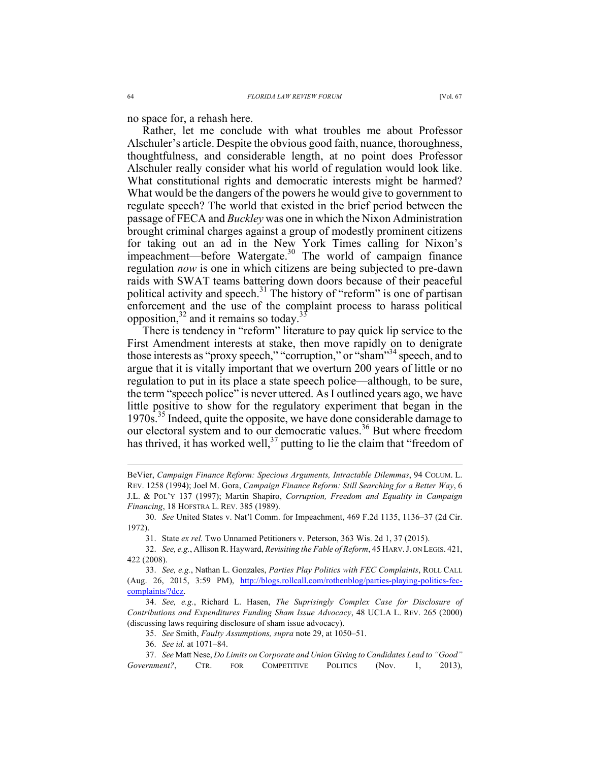no space for, a rehash here.

Rather, let me conclude with what troubles me about Professor Alschuler's article. Despite the obvious good faith, nuance, thoroughness, thoughtfulness, and considerable length, at no point does Professor Alschuler really consider what his world of regulation would look like. What constitutional rights and democratic interests might be harmed? What would be the dangers of the powers he would give to government to regulate speech? The world that existed in the brief period between the passage of FECA and *Buckley* was one in which the Nixon Administration brought criminal charges against a group of modestly prominent citizens for taking out an ad in the New York Times calling for Nixon's impeachment—before Watergate.[30] The world of campaign finance regulation *now* is one in which citizens are being subjected to pre-dawn raids with SWAT teams battering down doors because of their peaceful political activity and speech.[31] The history of "reform" is one of partisan enforcement and the use of the complaint process to harass political opposition,[32] and it remains so today.[33]

There is tendency in "reform" literature to pay quick lip service to the First Amendment interests at stake, then move rapidly on to denigrate those interests as "proxy speech," "corruption," or "sham"[34] speech, and to argue that it is vitally important that we overturn 200 years of little or no regulation to put in its place a state speech police—although, to be sure, the term "speech police" is never uttered. As I outlined years ago, we have little positive to show for the regulatory experiment that began in the 1970s.[35] Indeed, quite the opposite, we have done considerable damage to our electoral system and to our democratic values.[36] But where freedom has thrived, it has worked well,[37] putting to lie the claim that "freedom of

---

BeVier, *Campaign Finance Reform: Specious Arguments, Intractable Dilemmas*, 94 COLUM. L. REV. 1258 (1994); Joel M. Gora, *Campaign Finance Reform: Still Searching for a Better Way*, 6 J.L. & POL'Y 137 (1997); Martin Shapiro, *Corruption, Freedom and Equality in Campaign Financing*, 18 HOFSTRA L. REV. 385 (1989).

30. *See* United States v. Nat'l Comm. for Impeachment, 469 F.2d 1135, 1136–37 (2d Cir. 1972).

31. State *ex rel.* Two Unnamed Petitioners v. Peterson, 363 Wis. 2d 1, 37 (2015).

32. *See, e.g.*, Allison R. Hayward, *Revisiting the Fable of Reform*, 45 HARV. J. ON LEGIS. 421, 422 (2008).

33. *See, e.g.*, Nathan L. Gonzales, *Parties Play Politics with FEC Complaints*, ROLL CALL (Aug. 26, 2015, 3:59 PM), http://blogs.rollcall.com/rothenblog/parties-playing-politics-fec-complaints/?dcz.

34. *See, e.g.*, Richard L. Hasen, *The Suprisingly Complex Case for Disclosure of Contributions and Expenditures Funding Sham Issue Advocacy*, 48 UCLA L. REV. 265 (2000) (discussing laws requiring disclosure of sham issue advocacy).

35. *See* Smith, *Faulty Assumptions, supra* note 29, at 1050–51.

36. *See id.* at 1071–84.

37. *See* Matt Nese, *Do Limits on Corporate and Union Giving to Candidates Lead to "Good" Government?*, CTR. FOR COMPETITIVE POLITICS (Nov. 1, 2013),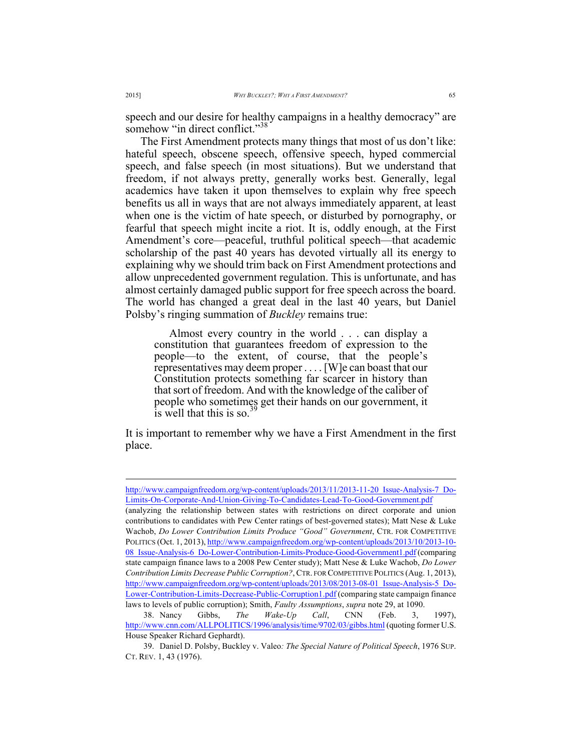speech and our desire for healthy campaigns in a healthy democracy" are somehow "in direct conflict."[38]

The First Amendment protects many things that most of us don't like: hateful speech, obscene speech, offensive speech, hyped commercial speech, and false speech (in most situations). But we understand that freedom, if not always pretty, generally works best. Generally, legal academics have taken it upon themselves to explain why free speech benefits us all in ways that are not always immediately apparent, at least when one is the victim of hate speech, or disturbed by pornography, or fearful that speech might incite a riot. It is, oddly enough, at the First Amendment's core—peaceful, truthful political speech—that academic scholarship of the past 40 years has devoted virtually all its energy to explaining why we should trim back on First Amendment protections and allow unprecedented government regulation. This is unfortunate, and has almost certainly damaged public support for free speech across the board. The world has changed a great deal in the last 40 years, but Daniel Polsby's ringing summation of *Buckley* remains true:

> Almost every country in the world . . . can display a constitution that guarantees freedom of expression to the people—to the extent, of course, that the people's representatives may deem proper . . . . [W]e can boast that our Constitution protects something far scarcer in history than that sort of freedom. And with the knowledge of the caliber of people who sometimes get their hands on our government, it is well that this is so.[39]

It is important to remember why we have a First Amendment in the first place.

---

http://www.campaignfreedom.org/wp-content/uploads/2013/11/2013-11-20_Issue-Analysis-7_Do-Limits-On-Corporate-And-Union-Giving-To-Candidates-Lead-To-Good-Government.pdf (analyzing the relationship between states with restrictions on direct corporate and union contributions to candidates with Pew Center ratings of best-governed states); Matt Nese & Luke Wachob, *Do Lower Contribution Limits Produce "Good" Government*, CTR. FOR COMPETITIVE POLITICS (Oct. 1, 2013), http://www.campaignfreedom.org/wp-content/uploads/2013/10/2013-10-08_Issue-Analysis-6_Do-Lower-Contribution-Limits-Produce-Good-Government1.pdf (comparing state campaign finance laws to a 2008 Pew Center study); Matt Nese & Luke Wachob, *Do Lower Contribution Limits Decrease Public Corruption?*, CTR. FOR COMPETITIVE POLITICS (Aug. 1, 2013), http://www.campaignfreedom.org/wp-content/uploads/2013/08/2013-08-01_Issue-Analysis-5_Do-Lower-Contribution-Limits-Decrease-Public-Corruption1.pdf (comparing state campaign finance laws to levels of public corruption); Smith, *Faulty Assumptions*, *supra* note 29, at 1090.

38. Nancy Gibbs, *The Wake-Up Call*, CNN (Feb. 3, 1997), http://www.cnn.com/ALLPOLITICS/1996/analysis/time/9702/03/gibbs.html (quoting former U.S. House Speaker Richard Gephardt).

39. Daniel D. Polsby, Buckley v. Valeo*: The Special Nature of Political Speech*, 1976 SUP. CT. REV. 1, 43 (1976).